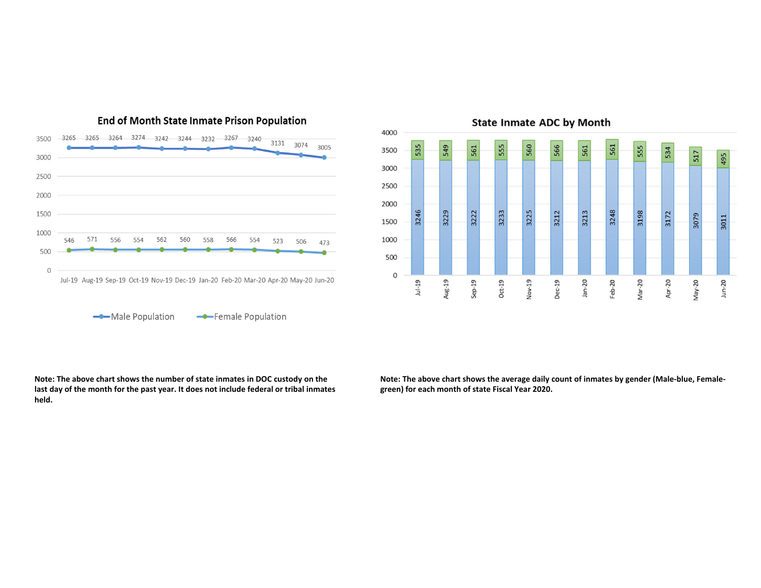## End of Month State Inmate Prison Population

| Month | Male Population | Female Population |
|---|---|---|
| Jul-19 | 3265 | 546 |
| Aug-19 | 3265 | 571 |
| Sep-19 | 3264 | 556 |
| Oct-19 | 3274 | 554 |
| Nov-19 | 3242 | 562 |
| Dec-19 | 3244 | 560 |
| Jan-20 | 3232 | 558 |
| Feb-20 | 3267 | 566 |
| Mar-20 | 3240 | 554 |
| Apr-20 | 3131 | 523 |
| May-20 | 3074 | 506 |
| Jun-20 | 3005 | 473 |

**Note: The above chart shows the number of state inmates in DOC custody on the last day of the month for the past year. It does not include federal or tribal inmates held.**

## State Inmate ADC by Month

| Month | Male | Female |
|---|---|---|
| Jul-19 | 3246 | 535 |
| Aug-19 | 3229 | 549 |
| Sep-19 | 3222 | 561 |
| Oct-19 | 3233 | 555 |
| Nov-19 | 3225 | 560 |
| Dec-19 | 3212 | 566 |
| Jan-20 | 3213 | 561 |
| Feb-20 | 3248 | 561 |
| Mar-20 | 3198 | 555 |
| Apr-20 | 3172 | 534 |
| May-20 | 3079 | 517 |
| Jun-20 | 3011 | 495 |

**Note: The above chart shows the average daily count of inmates by gender (Male-blue, Female-green) for each month of state Fiscal Year 2020.**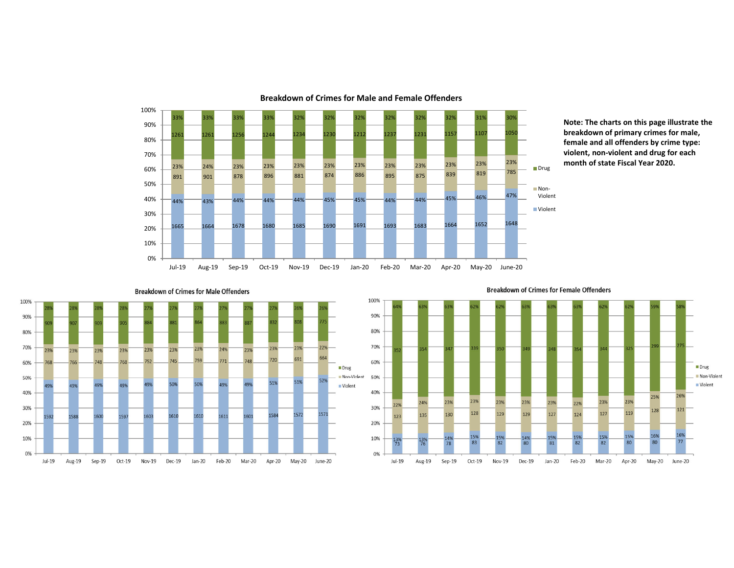## Breakdown of Crimes for Male and Female Offenders

| | Jul-19 | Aug-19 | Sep-19 | Oct-19 | Nov-19 | Dec-19 | Jan-20 | Feb-20 | Mar-20 | Apr-20 | May-20 | June-20 |
|---|---|---|---|---|---|---|---|---|---|---|---|---|
| Drug | 1261 (33%) | 1261 (33%) | 1256 (33%) | 1244 (33%) | 1234 (32%) | 1230 (32%) | 1212 (32%) | 1237 (32%) | 1231 (32%) | 1157 (32%) | 1107 (31%) | 1050 (30%) |
| Non-Violent | 891 (23%) | 901 (24%) | 878 (23%) | 896 (23%) | 881 (23%) | 874 (23%) | 886 (23%) | 895 (23%) | 875 (23%) | 839 (23%) | 819 (23%) | 785 (23%) |
| Violent | 1665 (44%) | 1664 (43%) | 1678 (44%) | 1680 (44%) | 1685 (44%) | 1690 (45%) | 1691 (45%) | 1693 (44%) | 1683 (44%) | 1664 (45%) | 1652 (46%) | 1648 (47%) |

**Note: The charts on this page illustrate the breakdown of primary crimes for male, female and all offenders by crime type: violent, non-violent and drug for each month of state Fiscal Year 2020.**

## Breakdown of Crimes for Male Offenders

| | Jul-19 | Aug-19 | Sep-19 | Oct-19 | Nov-19 | Dec-19 | Jan-20 | Feb-20 | Mar-20 | Apr-20 | May-20 | June-20 |
|---|---|---|---|---|---|---|---|---|---|---|---|---|
| Drug | 909 (28%) | 907 (28%) | 909 (28%) | 905 (28%) | 884 (27%) | 881 (27%) | 864 (27%) | 883 (27%) | 887 (27%) | 832 (27%) | 808 (26%) | 775 (26%) |
| Non-Violent | 768 (23%) | 766 (23%) | 748 (23%) | 768 (23%) | 752 (23%) | 745 (23%) | 759 (23%) | 771 (24%) | 748 (23%) | 720 (23%) | 691 (23%) | 664 (22%) |
| Violent | 1592 (49%) | 1588 (49%) | 1600 (49%) | 1597 (49%) | 1603 (49%) | 1610 (50%) | 1610 (50%) | 1611 (49%) | 1601 (49%) | 1584 (51%) | 1572 (51%) | 1571 (52%) |

## Breakdown of Crimes for Female Offenders

| | Jul-19 | Aug-19 | Sep-19 | Oct-19 | Nov-19 | Dec-19 | Jan-20 | Feb-20 | Mar-20 | Apr-20 | May-20 | June-20 |
|---|---|---|---|---|---|---|---|---|---|---|---|---|
| Drug | 352 (64%) | 354 (63%) | 347 (63%) | 339 (62%) | 350 (62%) | 349 (63%) | 348 (63%) | 354 (63%) | 344 (62%) | 325 (62%) | 299 (59%) | 275 (58%) |
| Non-Violent | 123 (22%) | 135 (24%) | 130 (23%) | 128 (23%) | 129 (23%) | 129 (23%) | 127 (23%) | 124 (22%) | 127 (23%) | 119 (23%) | 128 (25%) | 121 (26%) |
| Violent | 73 (13%) | 76 (13%) | 78 (14%) | 83 (15%) | 82 (15%) | 80 (14%) | 81 (15%) | 82 (15%) | 82 (15%) | 80 (15%) | 80 (16%) | 77 (16%) |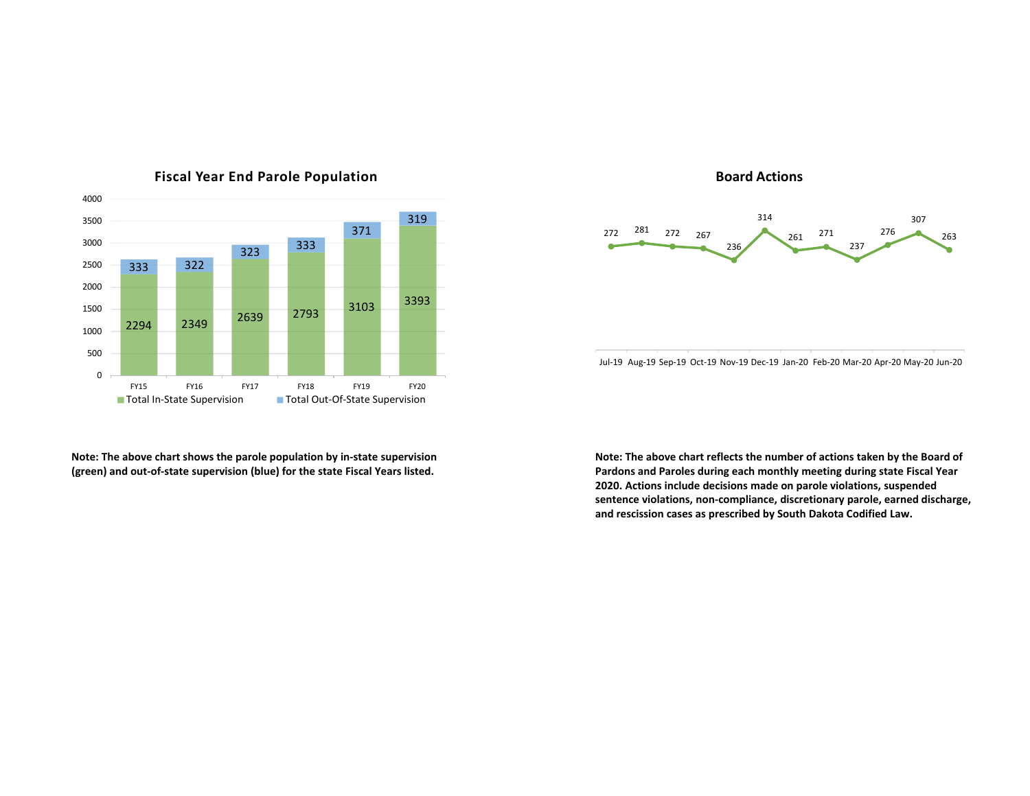## Fiscal Year End Parole Population

4000
3500
3000
2500
2000
1500
1000
500
0

FY15 FY16 FY17 FY18 FY19 FY20

333 322 323 333 371 319

2294 2349 2639 2793 3103 3393

Total In-State Supervision
Total Out-Of-State Supervision

**Note: The above chart shows the parole population by in-state supervision (green) and out-of-state supervision (blue) for the state Fiscal Years listed.**

## Board Actions

272 281 272 267 236 314 261 271 237 276 307 263

Jul-19 Aug-19 Sep-19 Oct-19 Nov-19 Dec-19 Jan-20 Feb-20 Mar-20 Apr-20 May-20 Jun-20

**Note: The above chart reflects the number of actions taken by the Board of Pardons and Paroles during each monthly meeting during state Fiscal Year 2020. Actions include decisions made on parole violations, suspended sentence violations, non-compliance, discretionary parole, earned discharge, and rescission cases as prescribed by South Dakota Codified Law.**